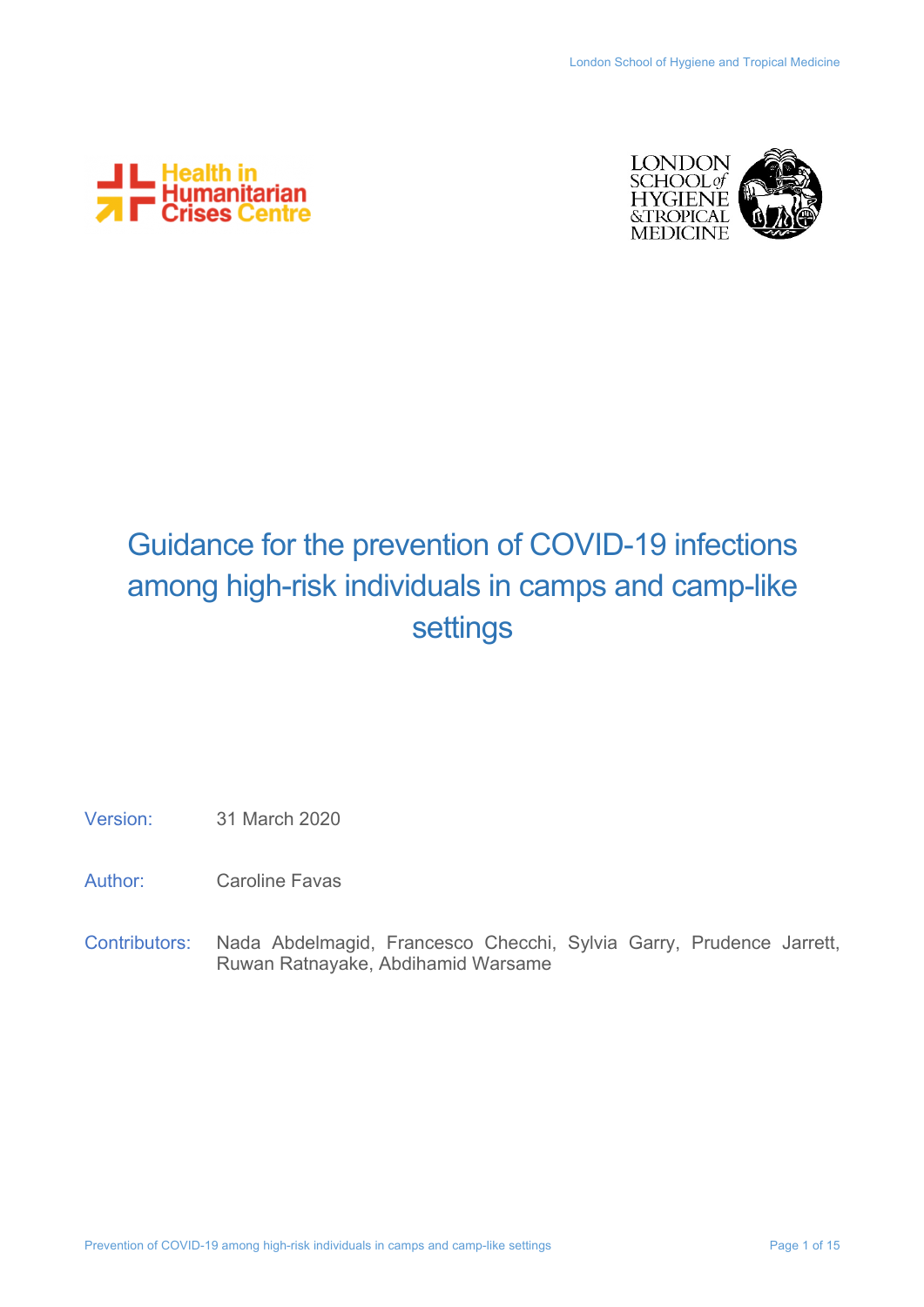Health in Humanitarian Crises Centre

LONDON SCHOOL of HYGIENE & TROPICAL MEDICINE

# Guidance for the prevention of COVID-19 infections among high-risk individuals in camps and camp-like settings

Version: 31 March 2020

Author: Caroline Favas

Contributors: Nada Abdelmagid, Francesco Checchi, Sylvia Garry, Prudence Jarrett, Ruwan Ratnayake, Abdihamid Warsame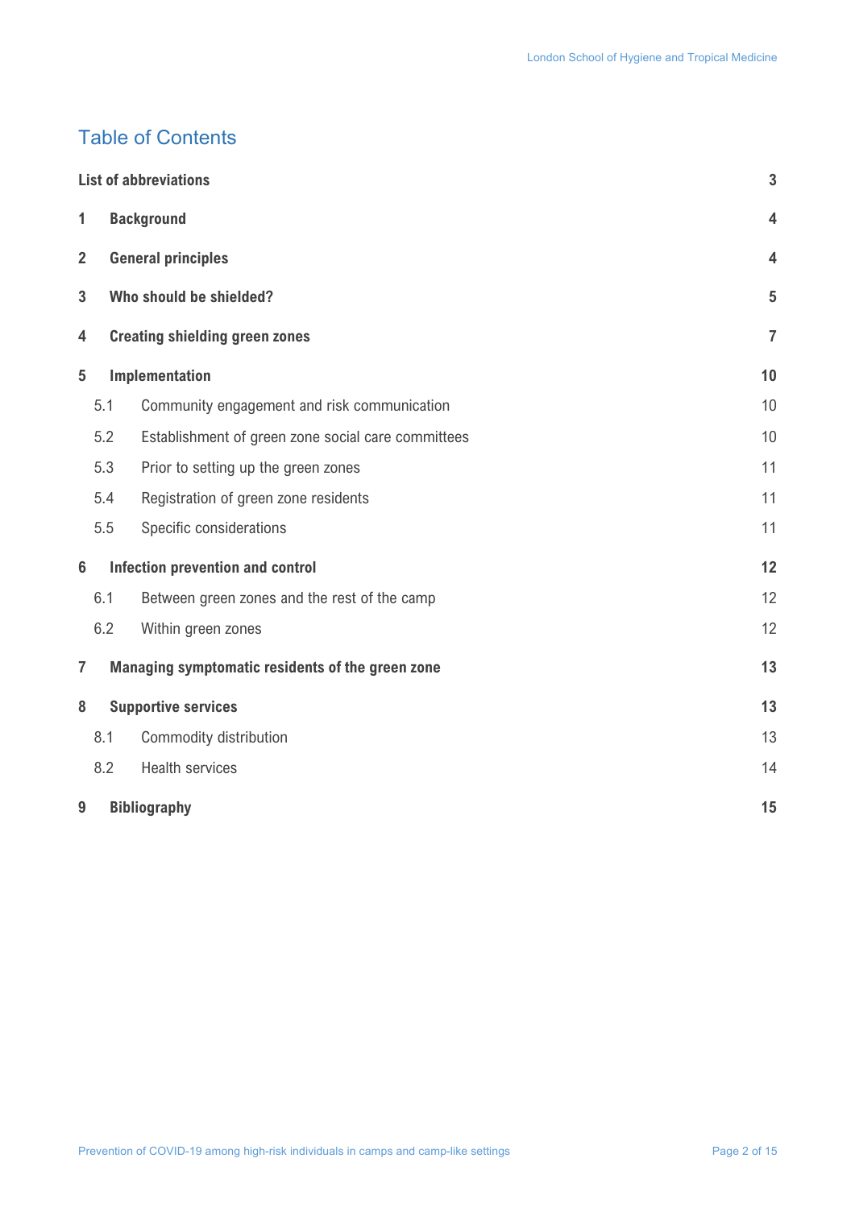# Table of Contents

| | |
|---|---|
| **List of abbreviations** | **3** |
| **1 Background** | **4** |
| **2 General principles** | **4** |
| **3 Who should be shielded?** | **5** |
| **4 Creating shielding green zones** | **7** |
| **5 Implementation** | **10** |
| 5.1 Community engagement and risk communication | 10 |
| 5.2 Establishment of green zone social care committees | 10 |
| 5.3 Prior to setting up the green zones | 11 |
| 5.4 Registration of green zone residents | 11 |
| 5.5 Specific considerations | 11 |
| **6 Infection prevention and control** | **12** |
| 6.1 Between green zones and the rest of the camp | 12 |
| 6.2 Within green zones | 12 |
| **7 Managing symptomatic residents of the green zone** | **13** |
| **8 Supportive services** | **13** |
| 8.1 Commodity distribution | 13 |
| 8.2 Health services | 14 |
| **9 Bibliography** | **15** |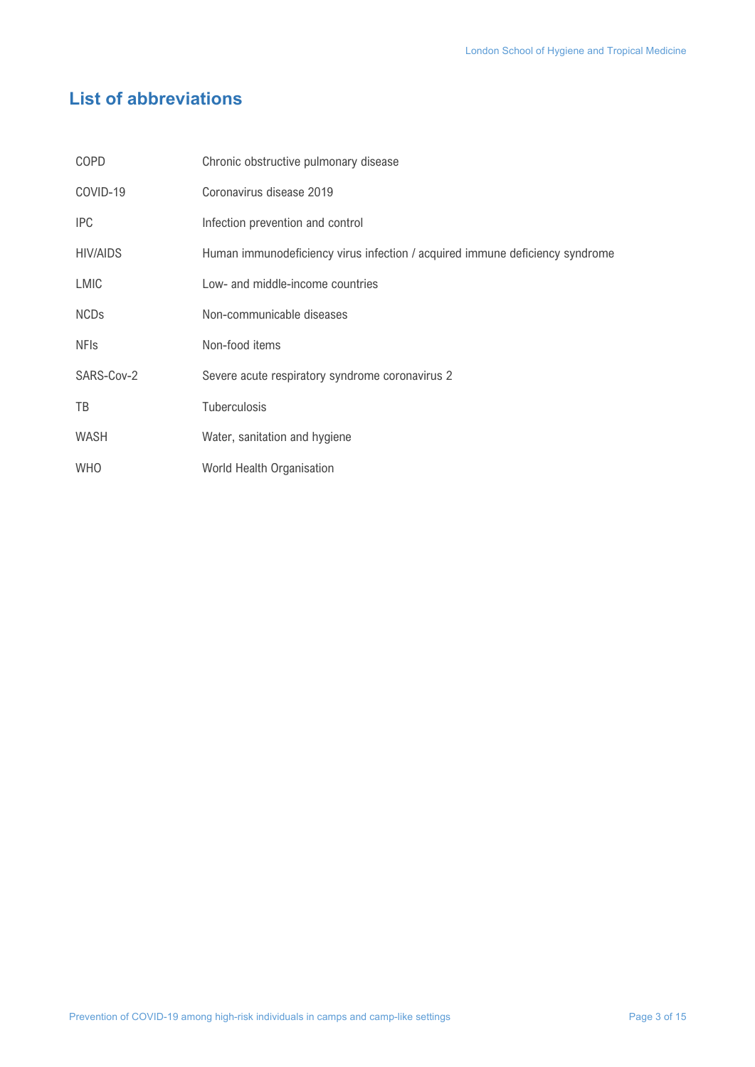## List of abbreviations

| | |
|---|---|
| COPD | Chronic obstructive pulmonary disease |
| COVID-19 | Coronavirus disease 2019 |
| IPC | Infection prevention and control |
| HIV/AIDS | Human immunodeficiency virus infection / acquired immune deficiency syndrome |
| LMIC | Low- and middle-income countries |
| NCDs | Non-communicable diseases |
| NFIs | Non-food items |
| SARS-Cov-2 | Severe acute respiratory syndrome coronavirus 2 |
| TB | Tuberculosis |
| WASH | Water, sanitation and hygiene |
| WHO | World Health Organisation |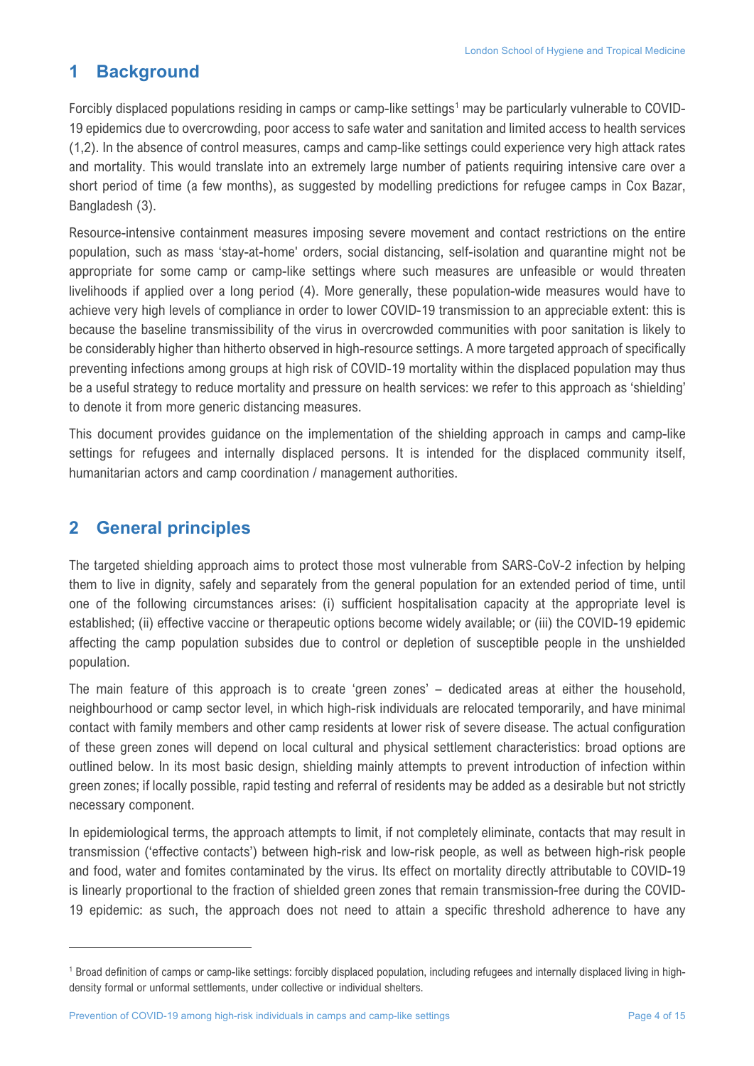# 1 Background

Forcibly displaced populations residing in camps or camp-like settings[1] may be particularly vulnerable to COVID-19 epidemics due to overcrowding, poor access to safe water and sanitation and limited access to health services (1,2). In the absence of control measures, camps and camp-like settings could experience very high attack rates and mortality. This would translate into an extremely large number of patients requiring intensive care over a short period of time (a few months), as suggested by modelling predictions for refugee camps in Cox Bazar, Bangladesh (3).

Resource-intensive containment measures imposing severe movement and contact restrictions on the entire population, such as mass 'stay-at-home' orders, social distancing, self-isolation and quarantine might not be appropriate for some camp or camp-like settings where such measures are unfeasible or would threaten livelihoods if applied over a long period (4). More generally, these population-wide measures would have to achieve very high levels of compliance in order to lower COVID-19 transmission to an appreciable extent: this is because the baseline transmissibility of the virus in overcrowded communities with poor sanitation is likely to be considerably higher than hitherto observed in high-resource settings. A more targeted approach of specifically preventing infections among groups at high risk of COVID-19 mortality within the displaced population may thus be a useful strategy to reduce mortality and pressure on health services: we refer to this approach as 'shielding' to denote it from more generic distancing measures.

This document provides guidance on the implementation of the shielding approach in camps and camp-like settings for refugees and internally displaced persons. It is intended for the displaced community itself, humanitarian actors and camp coordination / management authorities.

# 2 General principles

The targeted shielding approach aims to protect those most vulnerable from SARS-CoV-2 infection by helping them to live in dignity, safely and separately from the general population for an extended period of time, until one of the following circumstances arises: (i) sufficient hospitalisation capacity at the appropriate level is established; (ii) effective vaccine or therapeutic options become widely available; or (iii) the COVID-19 epidemic affecting the camp population subsides due to control or depletion of susceptible people in the unshielded population.

The main feature of this approach is to create 'green zones' – dedicated areas at either the household, neighbourhood or camp sector level, in which high-risk individuals are relocated temporarily, and have minimal contact with family members and other camp residents at lower risk of severe disease. The actual configuration of these green zones will depend on local cultural and physical settlement characteristics: broad options are outlined below. In its most basic design, shielding mainly attempts to prevent introduction of infection within green zones; if locally possible, rapid testing and referral of residents may be added as a desirable but not strictly necessary component.

In epidemiological terms, the approach attempts to limit, if not completely eliminate, contacts that may result in transmission ('effective contacts') between high-risk and low-risk people, as well as between high-risk people and food, water and fomites contaminated by the virus. Its effect on mortality directly attributable to COVID-19 is linearly proportional to the fraction of shielded green zones that remain transmission-free during the COVID-19 epidemic: as such, the approach does not need to attain a specific threshold adherence to have any

[1] Broad definition of camps or camp-like settings: forcibly displaced population, including refugees and internally displaced living in high-density formal or unformal settlements, under collective or individual shelters.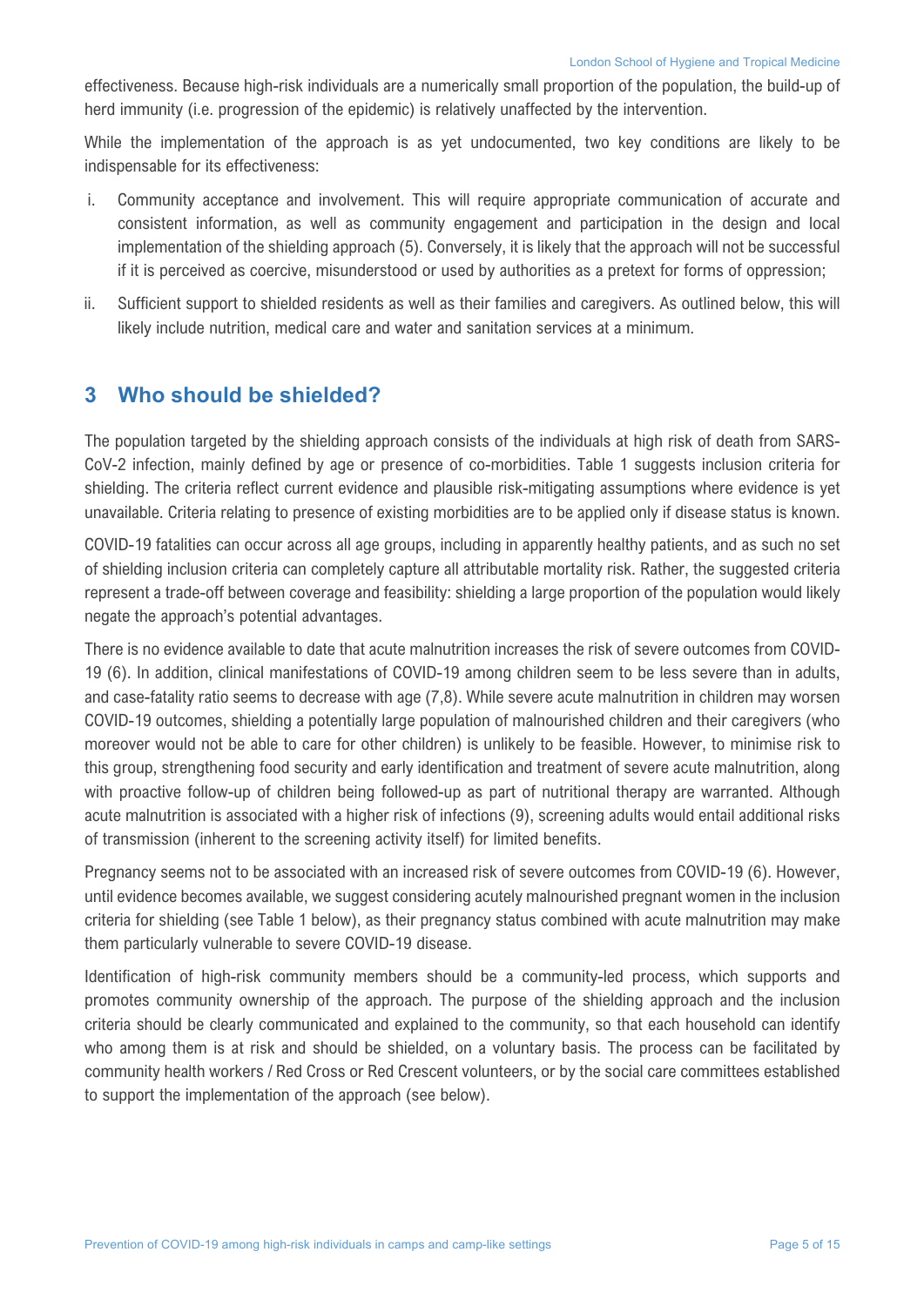effectiveness. Because high-risk individuals are a numerically small proportion of the population, the build-up of herd immunity (i.e. progression of the epidemic) is relatively unaffected by the intervention.

While the implementation of the approach is as yet undocumented, two key conditions are likely to be indispensable for its effectiveness:

i. Community acceptance and involvement. This will require appropriate communication of accurate and consistent information, as well as community engagement and participation in the design and local implementation of the shielding approach (5). Conversely, it is likely that the approach will not be successful if it is perceived as coercive, misunderstood or used by authorities as a pretext for forms of oppression;

ii. Sufficient support to shielded residents as well as their families and caregivers. As outlined below, this will likely include nutrition, medical care and water and sanitation services at a minimum.

## 3 Who should be shielded?

The population targeted by the shielding approach consists of the individuals at high risk of death from SARS-CoV-2 infection, mainly defined by age or presence of co-morbidities. Table 1 suggests inclusion criteria for shielding. The criteria reflect current evidence and plausible risk-mitigating assumptions where evidence is yet unavailable. Criteria relating to presence of existing morbidities are to be applied only if disease status is known.

COVID-19 fatalities can occur across all age groups, including in apparently healthy patients, and as such no set of shielding inclusion criteria can completely capture all attributable mortality risk. Rather, the suggested criteria represent a trade-off between coverage and feasibility: shielding a large proportion of the population would likely negate the approach's potential advantages.

There is no evidence available to date that acute malnutrition increases the risk of severe outcomes from COVID-19 (6). In addition, clinical manifestations of COVID-19 among children seem to be less severe than in adults, and case-fatality ratio seems to decrease with age (7,8). While severe acute malnutrition in children may worsen COVID-19 outcomes, shielding a potentially large population of malnourished children and their caregivers (who moreover would not be able to care for other children) is unlikely to be feasible. However, to minimise risk to this group, strengthening food security and early identification and treatment of severe acute malnutrition, along with proactive follow-up of children being followed-up as part of nutritional therapy are warranted. Although acute malnutrition is associated with a higher risk of infections (9), screening adults would entail additional risks of transmission (inherent to the screening activity itself) for limited benefits.

Pregnancy seems not to be associated with an increased risk of severe outcomes from COVID-19 (6). However, until evidence becomes available, we suggest considering acutely malnourished pregnant women in the inclusion criteria for shielding (see Table 1 below), as their pregnancy status combined with acute malnutrition may make them particularly vulnerable to severe COVID-19 disease.

Identification of high-risk community members should be a community-led process, which supports and promotes community ownership of the approach. The purpose of the shielding approach and the inclusion criteria should be clearly communicated and explained to the community, so that each household can identify who among them is at risk and should be shielded, on a voluntary basis. The process can be facilitated by community health workers / Red Cross or Red Crescent volunteers, or by the social care committees established to support the implementation of the approach (see below).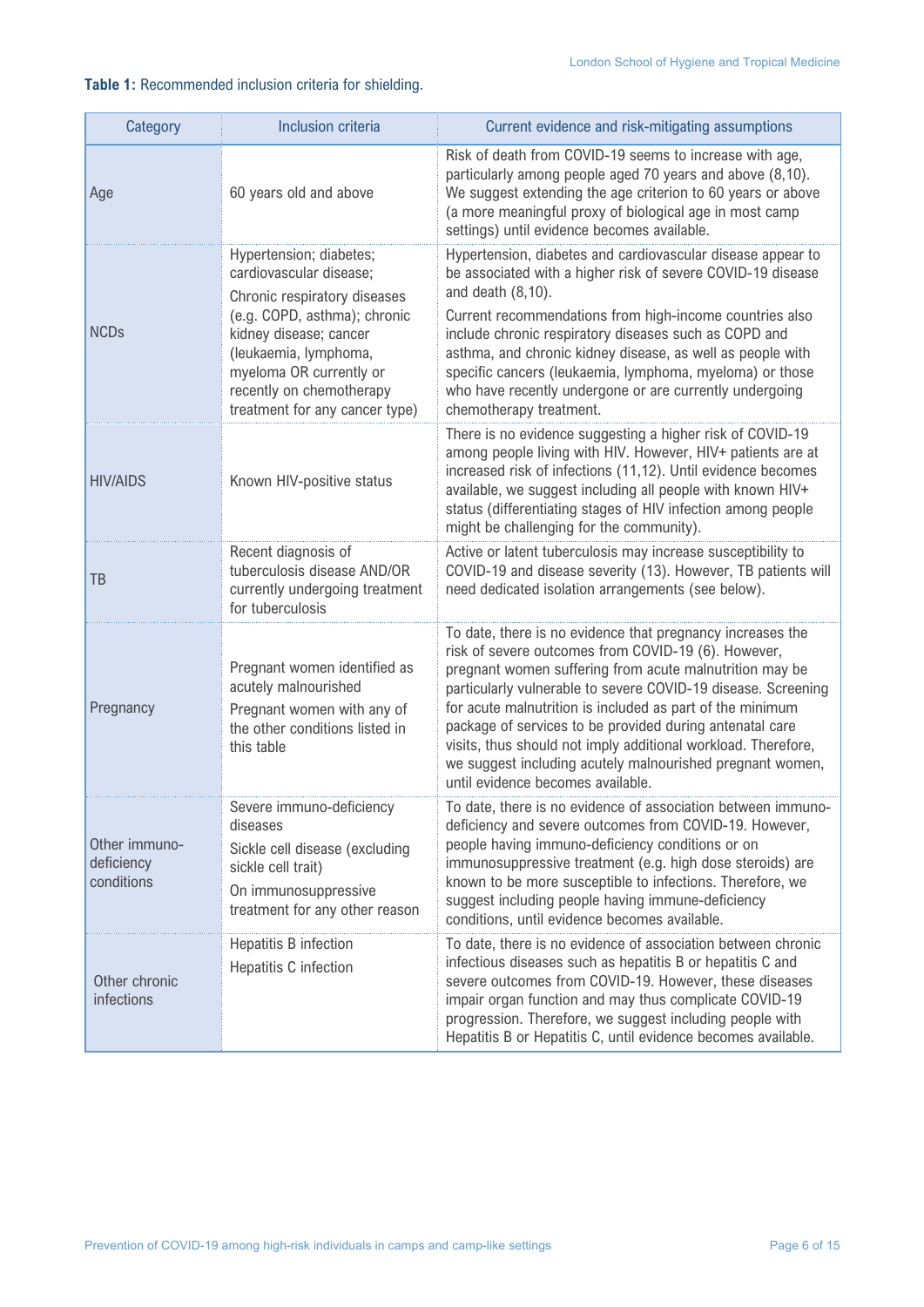**Table 1:** Recommended inclusion criteria for shielding.

| Category | Inclusion criteria | Current evidence and risk-mitigating assumptions |
|---|---|---|
| Age | 60 years old and above | Risk of death from COVID-19 seems to increase with age, particularly among people aged 70 years and above (8,10). We suggest extending the age criterion to 60 years or above (a more meaningful proxy of biological age in most camp settings) until evidence becomes available. |
| NCDs | Hypertension; diabetes; cardiovascular disease; Chronic respiratory diseases (e.g. COPD, asthma); chronic kidney disease; cancer (leukaemia, lymphoma, myeloma OR currently or recently on chemotherapy treatment for any cancer type) | Hypertension, diabetes and cardiovascular disease appear to be associated with a higher risk of severe COVID-19 disease and death (8,10). Current recommendations from high-income countries also include chronic respiratory diseases such as COPD and asthma, and chronic kidney disease, as well as people with specific cancers (leukaemia, lymphoma, myeloma) or those who have recently undergone or are currently undergoing chemotherapy treatment. |
| HIV/AIDS | Known HIV-positive status | There is no evidence suggesting a higher risk of COVID-19 among people living with HIV. However, HIV+ patients are at increased risk of infections (11,12). Until evidence becomes available, we suggest including all people with known HIV+ status (differentiating stages of HIV infection among people might be challenging for the community). |
| TB | Recent diagnosis of tuberculosis disease AND/OR currently undergoing treatment for tuberculosis | Active or latent tuberculosis may increase susceptibility to COVID-19 and disease severity (13). However, TB patients will need dedicated isolation arrangements (see below). |
| Pregnancy | Pregnant women identified as acutely malnourished; Pregnant women with any of the other conditions listed in this table | To date, there is no evidence that pregnancy increases the risk of severe outcomes from COVID-19 (6). However, pregnant women suffering from acute malnutrition may be particularly vulnerable to severe COVID-19 disease. Screening for acute malnutrition is included as part of the minimum package of services to be provided during antenatal care visits, thus should not imply additional workload. Therefore, we suggest including acutely malnourished pregnant women, until evidence becomes available. |
| Other immuno-deficiency conditions | Severe immuno-deficiency diseases; Sickle cell disease (excluding sickle cell trait); On immunosuppressive treatment for any other reason | To date, there is no evidence of association between immuno-deficiency and severe outcomes from COVID-19. However, people having immuno-deficiency conditions or on immunosuppressive treatment (e.g. high dose steroids) are known to be more susceptible to infections. Therefore, we suggest including people having immune-deficiency conditions, until evidence becomes available. |
| Other chronic infections | Hepatitis B infection; Hepatitis C infection | To date, there is no evidence of association between chronic infectious diseases such as hepatitis B or hepatitis C and severe outcomes from COVID-19. However, these diseases impair organ function and may thus complicate COVID-19 progression. Therefore, we suggest including people with Hepatitis B or Hepatitis C, until evidence becomes available. |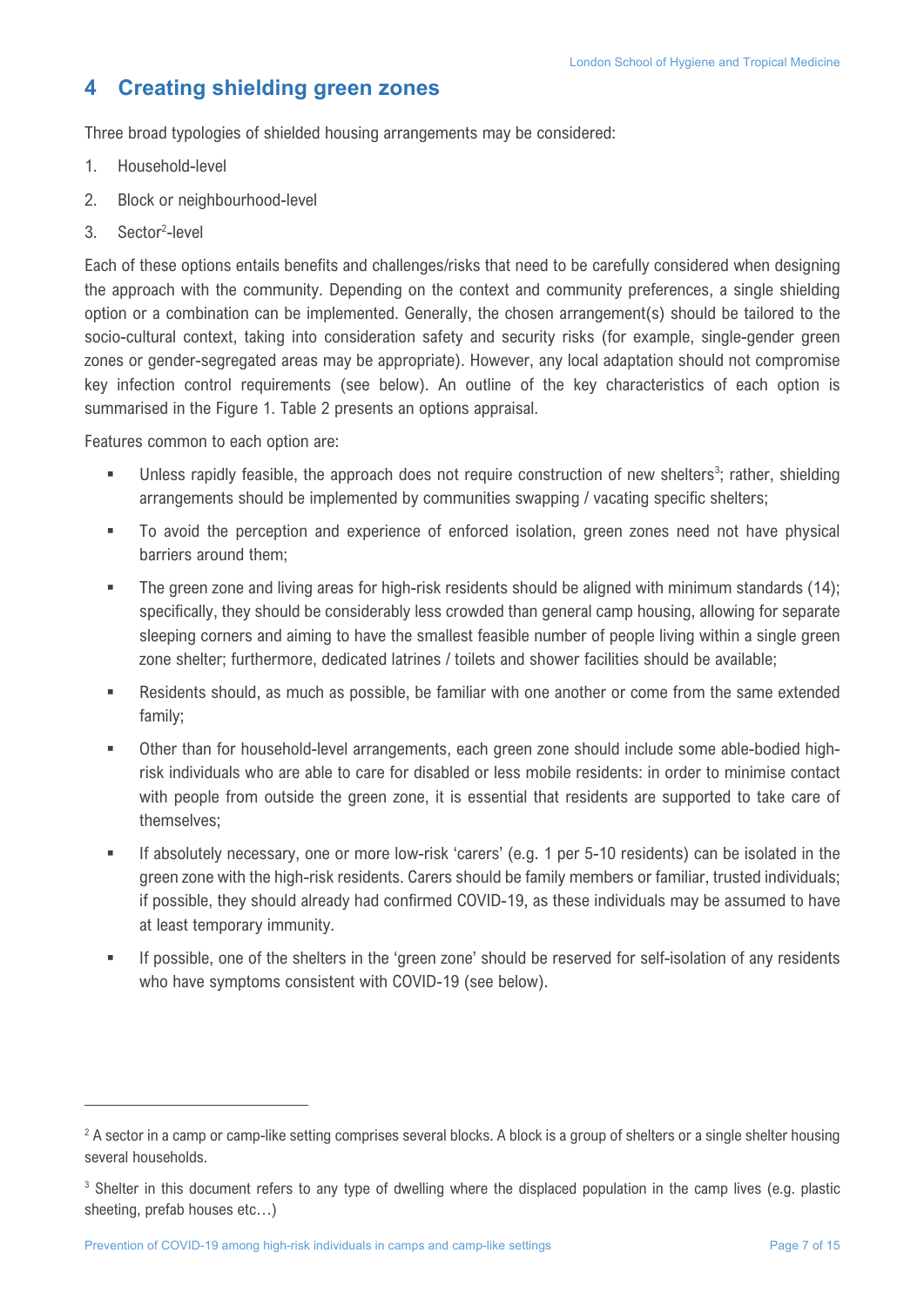# 4 Creating shielding green zones

Three broad typologies of shielded housing arrangements may be considered:

1. Household-level
2. Block or neighbourhood-level
3. Sector[2]-level

Each of these options entails benefits and challenges/risks that need to be carefully considered when designing the approach with the community. Depending on the context and community preferences, a single shielding option or a combination can be implemented. Generally, the chosen arrangement(s) should be tailored to the socio-cultural context, taking into consideration safety and security risks (for example, single-gender green zones or gender-segregated areas may be appropriate). However, any local adaptation should not compromise key infection control requirements (see below). An outline of the key characteristics of each option is summarised in the Figure 1. Table 2 presents an options appraisal.

Features common to each option are:

- Unless rapidly feasible, the approach does not require construction of new shelters[3]; rather, shielding arrangements should be implemented by communities swapping / vacating specific shelters;
- To avoid the perception and experience of enforced isolation, green zones need not have physical barriers around them;
- The green zone and living areas for high-risk residents should be aligned with minimum standards (14); specifically, they should be considerably less crowded than general camp housing, allowing for separate sleeping corners and aiming to have the smallest feasible number of people living within a single green zone shelter; furthermore, dedicated latrines / toilets and shower facilities should be available;
- Residents should, as much as possible, be familiar with one another or come from the same extended family;
- Other than for household-level arrangements, each green zone should include some able-bodied high-risk individuals who are able to care for disabled or less mobile residents: in order to minimise contact with people from outside the green zone, it is essential that residents are supported to take care of themselves;
- If absolutely necessary, one or more low-risk 'carers' (e.g. 1 per 5-10 residents) can be isolated in the green zone with the high-risk residents. Carers should be family members or familiar, trusted individuals; if possible, they should already had confirmed COVID-19, as these individuals may be assumed to have at least temporary immunity.
- If possible, one of the shelters in the 'green zone' should be reserved for self-isolation of any residents who have symptoms consistent with COVID-19 (see below).

---

[2] A sector in a camp or camp-like setting comprises several blocks. A block is a group of shelters or a single shelter housing several households.

[3] Shelter in this document refers to any type of dwelling where the displaced population in the camp lives (e.g. plastic sheeting, prefab houses etc…)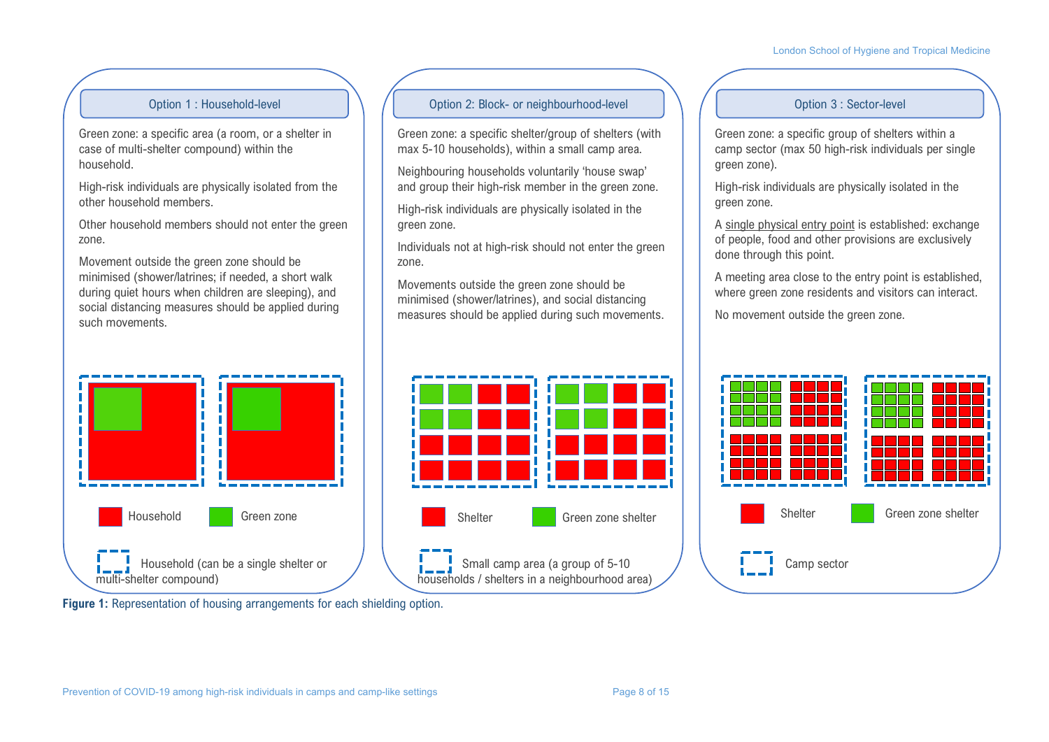### Option 1 : Household-level

Green zone: a specific area (a room, or a shelter in case of multi-shelter compound) within the household.

High-risk individuals are physically isolated from the other household members.

Other household members should not enter the green zone.

Movement outside the green zone should be minimised (shower/latrines; if needed, a short walk during quiet hours when children are sleeping), and social distancing measures should be applied during such movements.

Household | Green zone

Household (can be a single shelter or multi-shelter compound)

### Option 2: Block- or neighbourhood-level

Green zone: a specific shelter/group of shelters (with max 5-10 households), within a small camp area.

Neighbouring households voluntarily 'house swap' and group their high-risk member in the green zone.

High-risk individuals are physically isolated in the green zone.

Individuals not at high-risk should not enter the green zone.

Movements outside the green zone should be minimised (shower/latrines), and social distancing measures should be applied during such movements.

Shelter | Green zone shelter

Small camp area (a group of 5-10 households / shelters in a neighbourhood area)

### Option 3 : Sector-level

Green zone: a specific group of shelters within a camp sector (max 50 high-risk individuals per single green zone).

High-risk individuals are physically isolated in the green zone.

A single physical entry point is established: exchange of people, food and other provisions are exclusively done through this point.

A meeting area close to the entry point is established, where green zone residents and visitors can interact.

No movement outside the green zone.

Shelter | Green zone shelter

Camp sector

**Figure 1:** Representation of housing arrangements for each shielding option.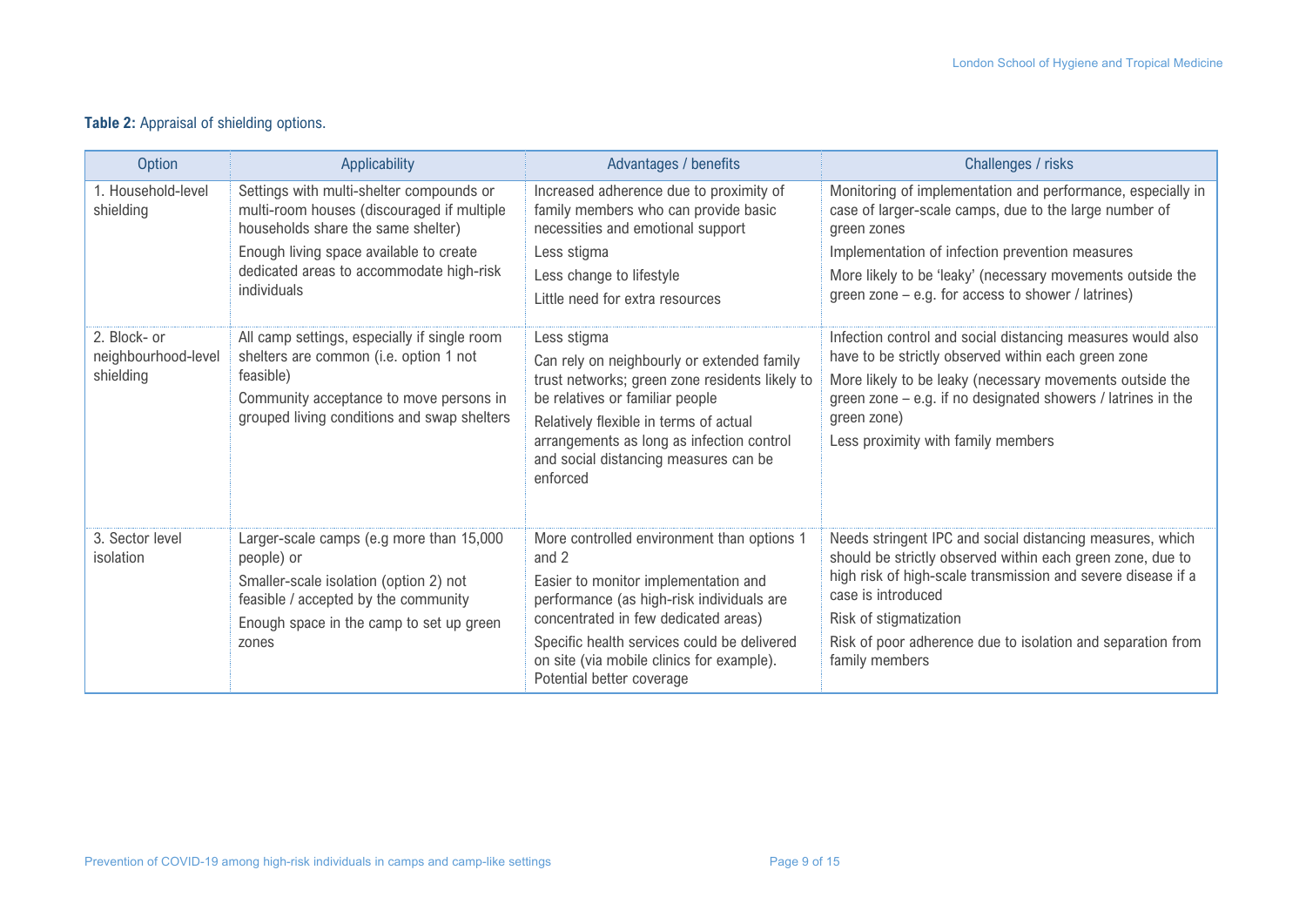**Table 2:** Appraisal of shielding options.

| Option | Applicability | Advantages / benefits | Challenges / risks |
|---|---|---|---|
| 1. Household-level shielding | Settings with multi-shelter compounds or multi-room houses (discouraged if multiple households share the same shelter)<br>Enough living space available to create dedicated areas to accommodate high-risk individuals | Increased adherence due to proximity of family members who can provide basic necessities and emotional support<br>Less stigma<br>Less change to lifestyle<br>Little need for extra resources | Monitoring of implementation and performance, especially in case of larger-scale camps, due to the large number of green zones<br>Implementation of infection prevention measures<br>More likely to be 'leaky' (necessary movements outside the green zone – e.g. for access to shower / latrines) |
| 2. Block- or neighbourhood-level shielding | All camp settings, especially if single room shelters are common (i.e. option 1 not feasible)<br>Community acceptance to move persons in grouped living conditions and swap shelters | Less stigma<br>Can rely on neighbourly or extended family trust networks; green zone residents likely to be relatives or familiar people<br>Relatively flexible in terms of actual arrangements as long as infection control and social distancing measures can be enforced | Infection control and social distancing measures would also have to be strictly observed within each green zone<br>More likely to be leaky (necessary movements outside the green zone – e.g. if no designated showers / latrines in the green zone)<br>Less proximity with family members |
| 3. Sector level isolation | Larger-scale camps (e.g more than 15,000 people) or<br>Smaller-scale isolation (option 2) not feasible / accepted by the community<br>Enough space in the camp to set up green zones | More controlled environment than options 1 and 2<br>Easier to monitor implementation and performance (as high-risk individuals are concentrated in few dedicated areas)<br>Specific health services could be delivered on site (via mobile clinics for example). Potential better coverage | Needs stringent IPC and social distancing measures, which should be strictly observed within each green zone, due to high risk of high-scale transmission and severe disease if a case is introduced<br>Risk of stigmatization<br>Risk of poor adherence due to isolation and separation from family members |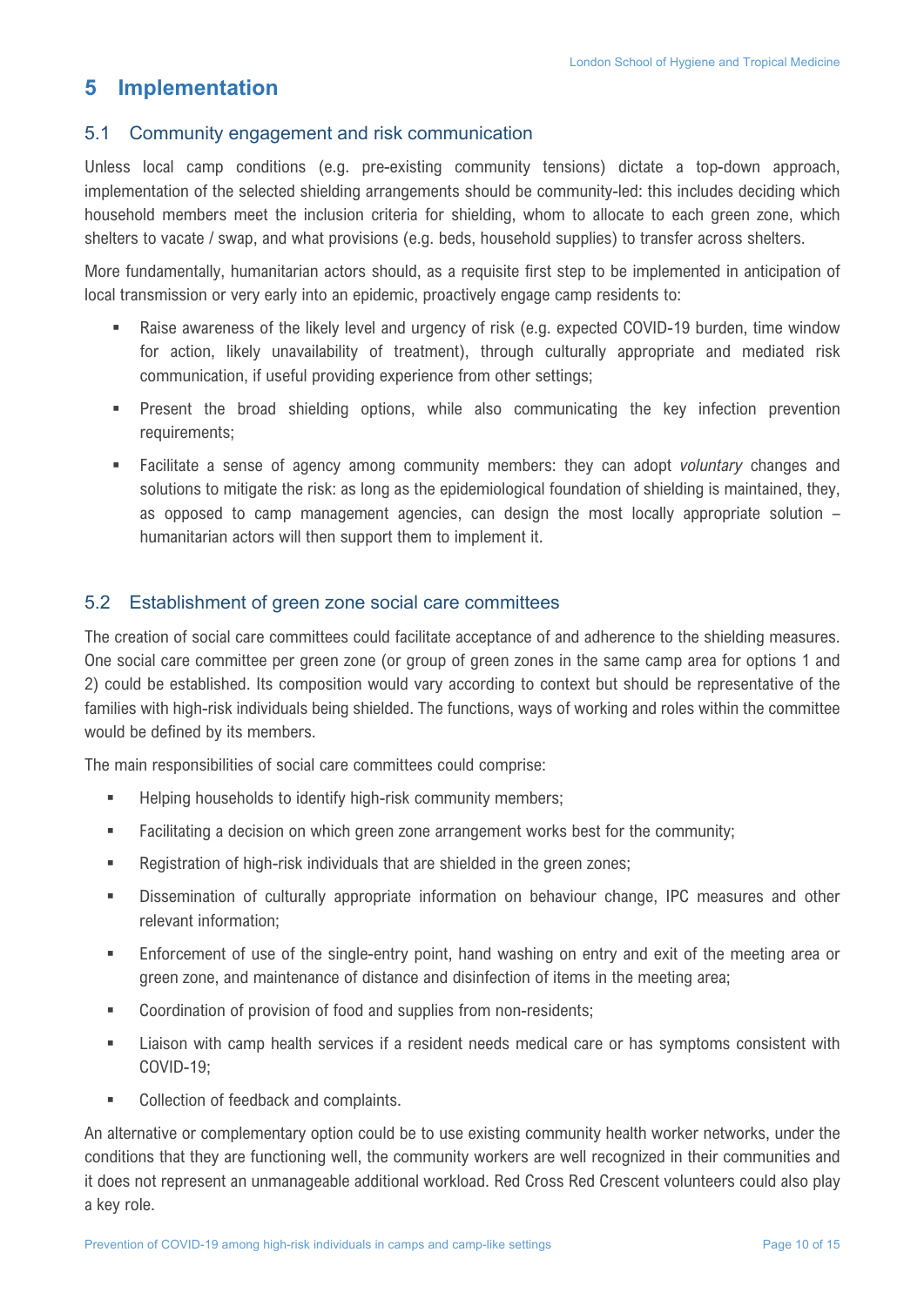# 5 Implementation

## 5.1 Community engagement and risk communication

Unless local camp conditions (e.g. pre-existing community tensions) dictate a top-down approach, implementation of the selected shielding arrangements should be community-led: this includes deciding which household members meet the inclusion criteria for shielding, whom to allocate to each green zone, which shelters to vacate / swap, and what provisions (e.g. beds, household supplies) to transfer across shelters.

More fundamentally, humanitarian actors should, as a requisite first step to be implemented in anticipation of local transmission or very early into an epidemic, proactively engage camp residents to:

- Raise awareness of the likely level and urgency of risk (e.g. expected COVID-19 burden, time window for action, likely unavailability of treatment), through culturally appropriate and mediated risk communication, if useful providing experience from other settings;
- Present the broad shielding options, while also communicating the key infection prevention requirements;
- Facilitate a sense of agency among community members: they can adopt *voluntary* changes and solutions to mitigate the risk: as long as the epidemiological foundation of shielding is maintained, they, as opposed to camp management agencies, can design the most locally appropriate solution – humanitarian actors will then support them to implement it.

## 5.2 Establishment of green zone social care committees

The creation of social care committees could facilitate acceptance of and adherence to the shielding measures. One social care committee per green zone (or group of green zones in the same camp area for options 1 and 2) could be established. Its composition would vary according to context but should be representative of the families with high-risk individuals being shielded. The functions, ways of working and roles within the committee would be defined by its members.

The main responsibilities of social care committees could comprise:

- Helping households to identify high-risk community members;
- Facilitating a decision on which green zone arrangement works best for the community;
- Registration of high-risk individuals that are shielded in the green zones;
- Dissemination of culturally appropriate information on behaviour change, IPC measures and other relevant information;
- Enforcement of use of the single-entry point, hand washing on entry and exit of the meeting area or green zone, and maintenance of distance and disinfection of items in the meeting area;
- Coordination of provision of food and supplies from non-residents;
- Liaison with camp health services if a resident needs medical care or has symptoms consistent with COVID-19;
- Collection of feedback and complaints.

An alternative or complementary option could be to use existing community health worker networks, under the conditions that they are functioning well, the community workers are well recognized in their communities and it does not represent an unmanageable additional workload. Red Cross Red Crescent volunteers could also play a key role.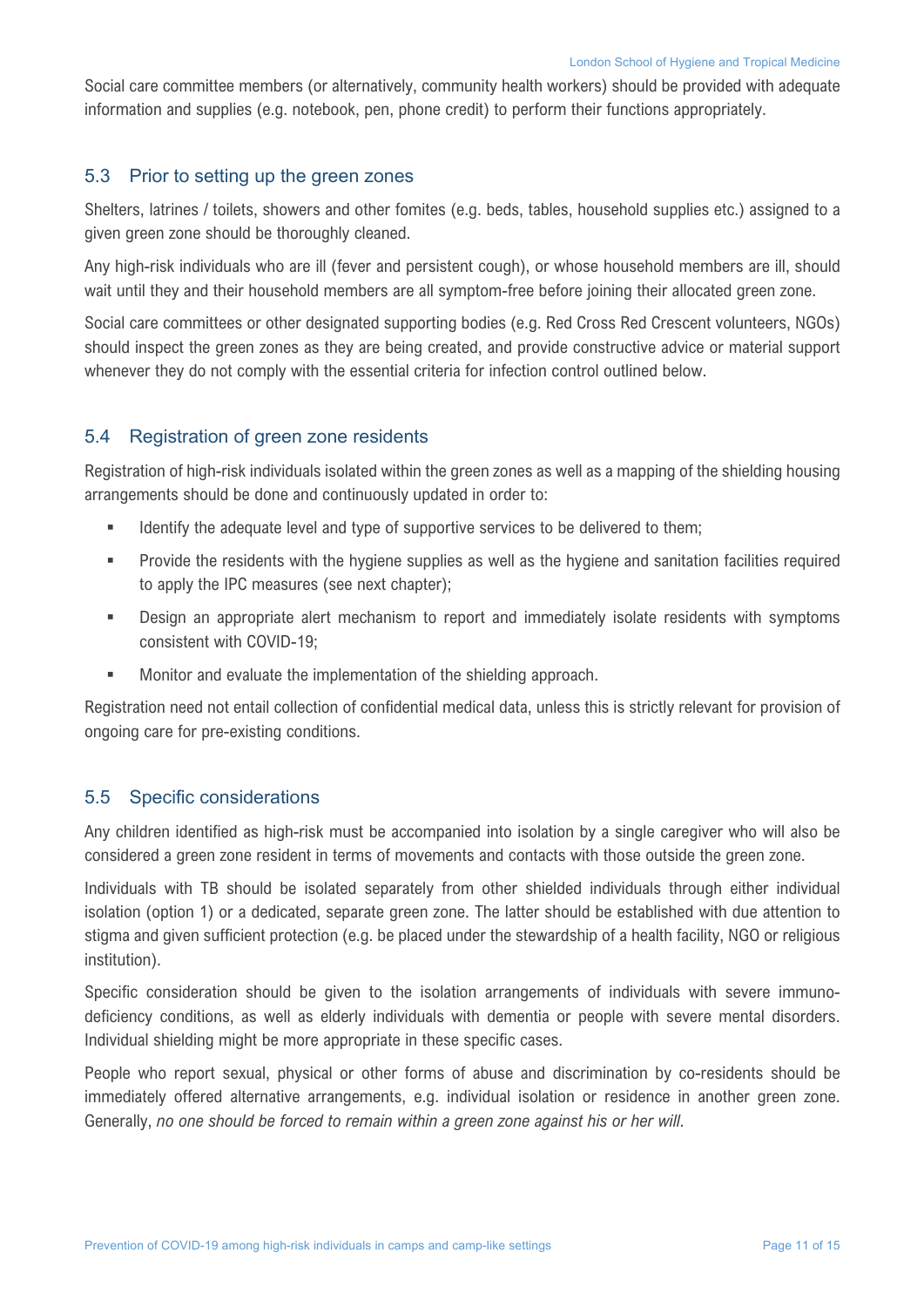Social care committee members (or alternatively, community health workers) should be provided with adequate information and supplies (e.g. notebook, pen, phone credit) to perform their functions appropriately.

## 5.3 Prior to setting up the green zones

Shelters, latrines / toilets, showers and other fomites (e.g. beds, tables, household supplies etc.) assigned to a given green zone should be thoroughly cleaned.

Any high-risk individuals who are ill (fever and persistent cough), or whose household members are ill, should wait until they and their household members are all symptom-free before joining their allocated green zone.

Social care committees or other designated supporting bodies (e.g. Red Cross Red Crescent volunteers, NGOs) should inspect the green zones as they are being created, and provide constructive advice or material support whenever they do not comply with the essential criteria for infection control outlined below.

## 5.4 Registration of green zone residents

Registration of high-risk individuals isolated within the green zones as well as a mapping of the shielding housing arrangements should be done and continuously updated in order to:

- Identify the adequate level and type of supportive services to be delivered to them;
- Provide the residents with the hygiene supplies as well as the hygiene and sanitation facilities required to apply the IPC measures (see next chapter);
- Design an appropriate alert mechanism to report and immediately isolate residents with symptoms consistent with COVID-19;
- Monitor and evaluate the implementation of the shielding approach.

Registration need not entail collection of confidential medical data, unless this is strictly relevant for provision of ongoing care for pre-existing conditions.

## 5.5 Specific considerations

Any children identified as high-risk must be accompanied into isolation by a single caregiver who will also be considered a green zone resident in terms of movements and contacts with those outside the green zone.

Individuals with TB should be isolated separately from other shielded individuals through either individual isolation (option 1) or a dedicated, separate green zone. The latter should be established with due attention to stigma and given sufficient protection (e.g. be placed under the stewardship of a health facility, NGO or religious institution).

Specific consideration should be given to the isolation arrangements of individuals with severe immuno-deficiency conditions, as well as elderly individuals with dementia or people with severe mental disorders. Individual shielding might be more appropriate in these specific cases.

People who report sexual, physical or other forms of abuse and discrimination by co-residents should be immediately offered alternative arrangements, e.g. individual isolation or residence in another green zone. Generally, *no one should be forced to remain within a green zone against his or her will.*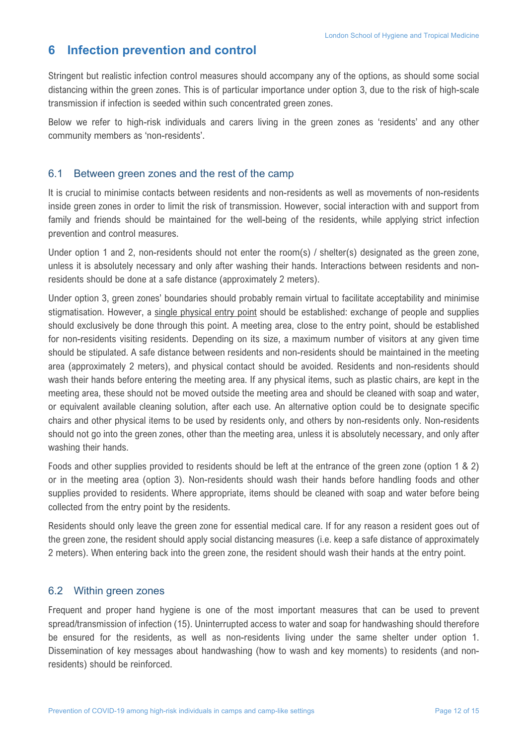# 6 Infection prevention and control

Stringent but realistic infection control measures should accompany any of the options, as should some social distancing within the green zones. This is of particular importance under option 3, due to the risk of high-scale transmission if infection is seeded within such concentrated green zones.

Below we refer to high-risk individuals and carers living in the green zones as 'residents' and any other community members as 'non-residents'.

## 6.1 Between green zones and the rest of the camp

It is crucial to minimise contacts between residents and non-residents as well as movements of non-residents inside green zones in order to limit the risk of transmission. However, social interaction with and support from family and friends should be maintained for the well-being of the residents, while applying strict infection prevention and control measures.

Under option 1 and 2, non-residents should not enter the room(s) / shelter(s) designated as the green zone, unless it is absolutely necessary and only after washing their hands. Interactions between residents and non-residents should be done at a safe distance (approximately 2 meters).

Under option 3, green zones' boundaries should probably remain virtual to facilitate acceptability and minimise stigmatisation. However, a single physical entry point should be established: exchange of people and supplies should exclusively be done through this point. A meeting area, close to the entry point, should be established for non-residents visiting residents. Depending on its size, a maximum number of visitors at any given time should be stipulated. A safe distance between residents and non-residents should be maintained in the meeting area (approximately 2 meters), and physical contact should be avoided. Residents and non-residents should wash their hands before entering the meeting area. If any physical items, such as plastic chairs, are kept in the meeting area, these should not be moved outside the meeting area and should be cleaned with soap and water, or equivalent available cleaning solution, after each use. An alternative option could be to designate specific chairs and other physical items to be used by residents only, and others by non-residents only. Non-residents should not go into the green zones, other than the meeting area, unless it is absolutely necessary, and only after washing their hands.

Foods and other supplies provided to residents should be left at the entrance of the green zone (option 1 & 2) or in the meeting area (option 3). Non-residents should wash their hands before handling foods and other supplies provided to residents. Where appropriate, items should be cleaned with soap and water before being collected from the entry point by the residents.

Residents should only leave the green zone for essential medical care. If for any reason a resident goes out of the green zone, the resident should apply social distancing measures (i.e. keep a safe distance of approximately 2 meters). When entering back into the green zone, the resident should wash their hands at the entry point.

## 6.2 Within green zones

Frequent and proper hand hygiene is one of the most important measures that can be used to prevent spread/transmission of infection (15). Uninterrupted access to water and soap for handwashing should therefore be ensured for the residents, as well as non-residents living under the same shelter under option 1. Dissemination of key messages about handwashing (how to wash and key moments) to residents (and non-residents) should be reinforced.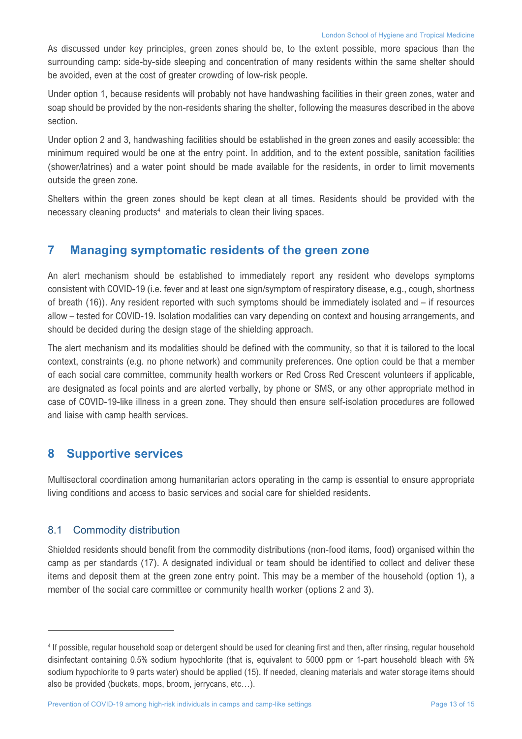As discussed under key principles, green zones should be, to the extent possible, more spacious than the surrounding camp: side-by-side sleeping and concentration of many residents within the same shelter should be avoided, even at the cost of greater crowding of low-risk people.

Under option 1, because residents will probably not have handwashing facilities in their green zones, water and soap should be provided by the non-residents sharing the shelter, following the measures described in the above section.

Under option 2 and 3, handwashing facilities should be established in the green zones and easily accessible: the minimum required would be one at the entry point. In addition, and to the extent possible, sanitation facilities (shower/latrines) and a water point should be made available for the residents, in order to limit movements outside the green zone.

Shelters within the green zones should be kept clean at all times. Residents should be provided with the necessary cleaning products[4] and materials to clean their living spaces.

## 7 Managing symptomatic residents of the green zone

An alert mechanism should be established to immediately report any resident who develops symptoms consistent with COVID-19 (i.e. fever and at least one sign/symptom of respiratory disease, e.g., cough, shortness of breath (16)). Any resident reported with such symptoms should be immediately isolated and – if resources allow – tested for COVID-19. Isolation modalities can vary depending on context and housing arrangements, and should be decided during the design stage of the shielding approach.

The alert mechanism and its modalities should be defined with the community, so that it is tailored to the local context, constraints (e.g. no phone network) and community preferences. One option could be that a member of each social care committee, community health workers or Red Cross Red Crescent volunteers if applicable, are designated as focal points and are alerted verbally, by phone or SMS, or any other appropriate method in case of COVID-19-like illness in a green zone. They should then ensure self-isolation procedures are followed and liaise with camp health services.

## 8 Supportive services

Multisectoral coordination among humanitarian actors operating in the camp is essential to ensure appropriate living conditions and access to basic services and social care for shielded residents.

### 8.1 Commodity distribution

Shielded residents should benefit from the commodity distributions (non-food items, food) organised within the camp as per standards (17). A designated individual or team should be identified to collect and deliver these items and deposit them at the green zone entry point. This may be a member of the household (option 1), a member of the social care committee or community health worker (options 2 and 3).

---

[4] If possible, regular household soap or detergent should be used for cleaning first and then, after rinsing, regular household disinfectant containing 0.5% sodium hypochlorite (that is, equivalent to 5000 ppm or 1-part household bleach with 5% sodium hypochlorite to 9 parts water) should be applied (15). If needed, cleaning materials and water storage items should also be provided (buckets, mops, broom, jerrycans, etc…).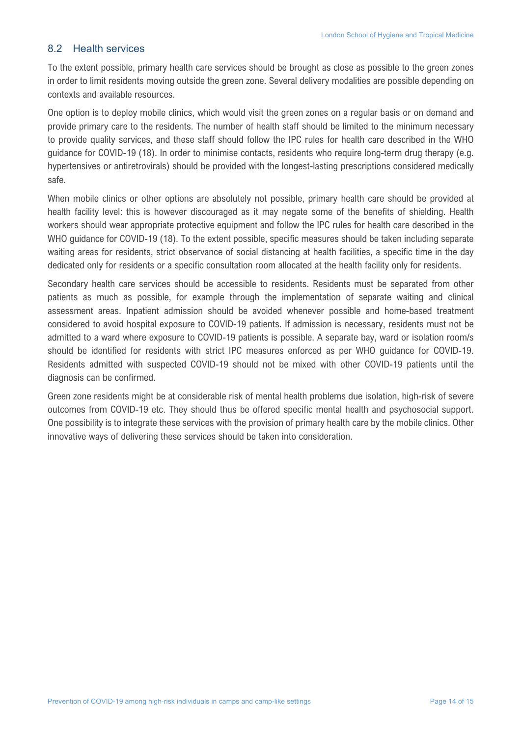## 8.2 Health services

To the extent possible, primary health care services should be brought as close as possible to the green zones in order to limit residents moving outside the green zone. Several delivery modalities are possible depending on contexts and available resources.

One option is to deploy mobile clinics, which would visit the green zones on a regular basis or on demand and provide primary care to the residents. The number of health staff should be limited to the minimum necessary to provide quality services, and these staff should follow the IPC rules for health care described in the WHO guidance for COVID-19 (18). In order to minimise contacts, residents who require long-term drug therapy (e.g. hypertensives or antiretrovirals) should be provided with the longest-lasting prescriptions considered medically safe.

When mobile clinics or other options are absolutely not possible, primary health care should be provided at health facility level: this is however discouraged as it may negate some of the benefits of shielding. Health workers should wear appropriate protective equipment and follow the IPC rules for health care described in the WHO guidance for COVID-19 (18). To the extent possible, specific measures should be taken including separate waiting areas for residents, strict observance of social distancing at health facilities, a specific time in the day dedicated only for residents or a specific consultation room allocated at the health facility only for residents.

Secondary health care services should be accessible to residents. Residents must be separated from other patients as much as possible, for example through the implementation of separate waiting and clinical assessment areas. Inpatient admission should be avoided whenever possible and home-based treatment considered to avoid hospital exposure to COVID-19 patients. If admission is necessary, residents must not be admitted to a ward where exposure to COVID-19 patients is possible. A separate bay, ward or isolation room/s should be identified for residents with strict IPC measures enforced as per WHO guidance for COVID-19. Residents admitted with suspected COVID-19 should not be mixed with other COVID-19 patients until the diagnosis can be confirmed.

Green zone residents might be at considerable risk of mental health problems due isolation, high-risk of severe outcomes from COVID-19 etc. They should thus be offered specific mental health and psychosocial support. One possibility is to integrate these services with the provision of primary health care by the mobile clinics. Other innovative ways of delivering these services should be taken into consideration.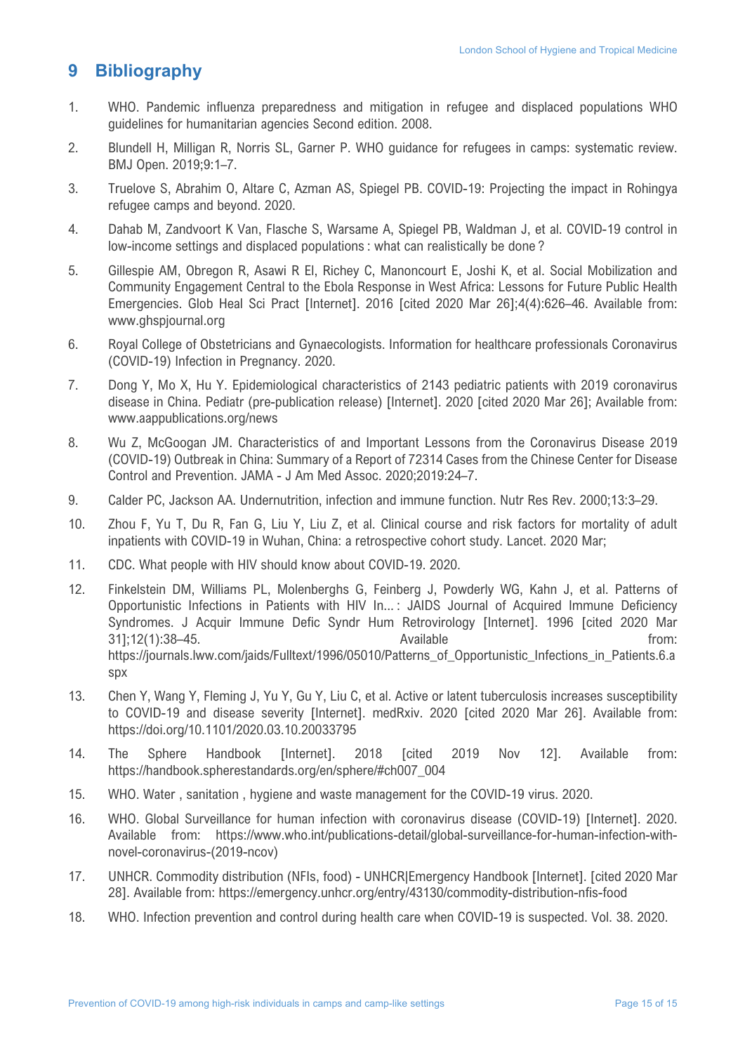# 9 Bibliography

1. WHO. Pandemic influenza preparedness and mitigation in refugee and displaced populations WHO guidelines for humanitarian agencies Second edition. 2008.
2. Blundell H, Milligan R, Norris SL, Garner P. WHO guidance for refugees in camps: systematic review. BMJ Open. 2019;9:1–7.
3. Truelove S, Abrahim O, Altare C, Azman AS, Spiegel PB. COVID-19: Projecting the impact in Rohingya refugee camps and beyond. 2020.
4. Dahab M, Zandvoort K Van, Flasche S, Warsame A, Spiegel PB, Waldman J, et al. COVID-19 control in low-income settings and displaced populations : what can realistically be done ?
5. Gillespie AM, Obregon R, Asawi R El, Richey C, Manoncourt E, Joshi K, et al. Social Mobilization and Community Engagement Central to the Ebola Response in West Africa: Lessons for Future Public Health Emergencies. Glob Heal Sci Pract [Internet]. 2016 [cited 2020 Mar 26];4(4):626–46. Available from: www.ghspjournal.org
6. Royal College of Obstetricians and Gynaecologists. Information for healthcare professionals Coronavirus (COVID-19) Infection in Pregnancy. 2020.
7. Dong Y, Mo X, Hu Y. Epidemiological characteristics of 2143 pediatric patients with 2019 coronavirus disease in China. Pediatr (pre-publication release) [Internet]. 2020 [cited 2020 Mar 26]; Available from: www.aappublications.org/news
8. Wu Z, McGoogan JM. Characteristics of and Important Lessons from the Coronavirus Disease 2019 (COVID-19) Outbreak in China: Summary of a Report of 72314 Cases from the Chinese Center for Disease Control and Prevention. JAMA - J Am Med Assoc. 2020;2019:24–7.
9. Calder PC, Jackson AA. Undernutrition, infection and immune function. Nutr Res Rev. 2000;13:3–29.
10. Zhou F, Yu T, Du R, Fan G, Liu Y, Liu Z, et al. Clinical course and risk factors for mortality of adult inpatients with COVID-19 in Wuhan, China: a retrospective cohort study. Lancet. 2020 Mar;
11. CDC. What people with HIV should know about COVID-19. 2020.
12. Finkelstein DM, Williams PL, Molenberghs G, Feinberg J, Powderly WG, Kahn J, et al. Patterns of Opportunistic Infections in Patients with HIV In... : JAIDS Journal of Acquired Immune Deficiency Syndromes. J Acquir Immune Defic Syndr Hum Retrovirology [Internet]. 1996 [cited 2020 Mar 31];12(1):38–45. Available from: https://journals.lww.com/jaids/Fulltext/1996/05010/Patterns_of_Opportunistic_Infections_in_Patients.6.aspx
13. Chen Y, Wang Y, Fleming J, Yu Y, Gu Y, Liu C, et al. Active or latent tuberculosis increases susceptibility to COVID-19 and disease severity [Internet]. medRxiv. 2020 [cited 2020 Mar 26]. Available from: https://doi.org/10.1101/2020.03.10.20033795
14. The Sphere Handbook [Internet]. 2018 [cited 2019 Nov 12]. Available from: https://handbook.spherestandards.org/en/sphere/#ch007_004
15. WHO. Water , sanitation , hygiene and waste management for the COVID-19 virus. 2020.
16. WHO. Global Surveillance for human infection with coronavirus disease (COVID-19) [Internet]. 2020. Available from: https://www.who.int/publications-detail/global-surveillance-for-human-infection-with-novel-coronavirus-(2019-ncov)
17. UNHCR. Commodity distribution (NFIs, food) - UNHCR|Emergency Handbook [Internet]. [cited 2020 Mar 28]. Available from: https://emergency.unhcr.org/entry/43130/commodity-distribution-nfis-food
18. WHO. Infection prevention and control during health care when COVID-19 is suspected. Vol. 38. 2020.